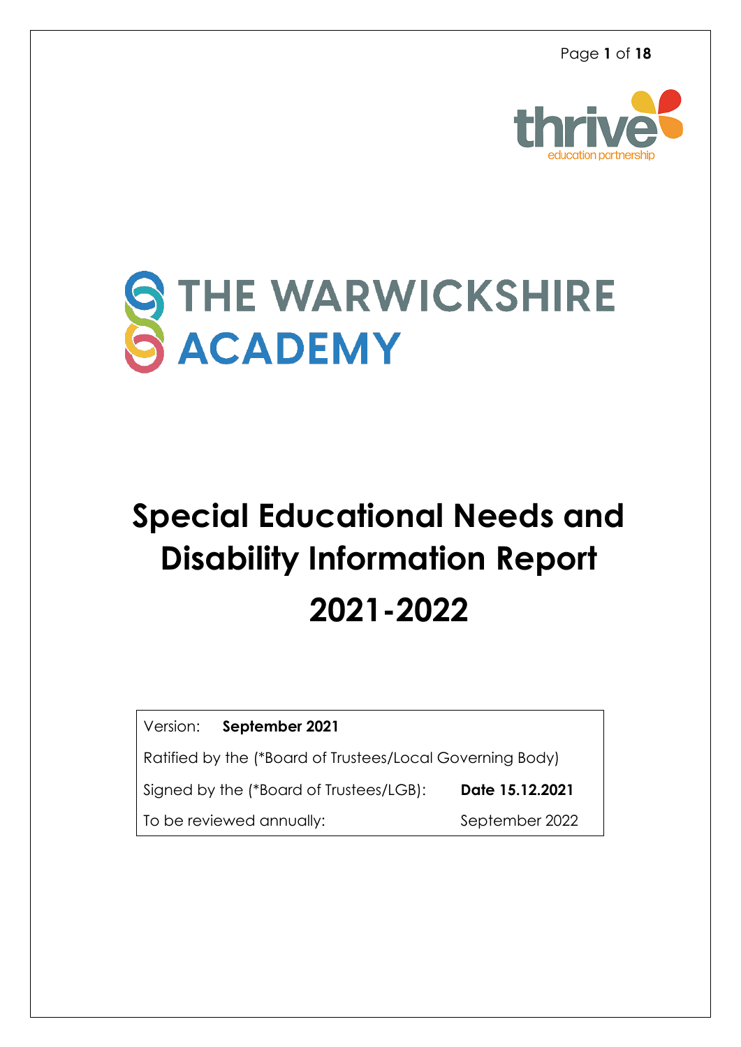thrive
education partnership

# THE WARWICKSHIRE ACADEMY

# Special Educational Needs and Disability Information Report 2021-2022

| Version: **September 2021** | |
|---|---|
| Ratified by the (*Board of Trustees/Local Governing Body) | |
| Signed by the (*Board of Trustees/LGB): | **Date 15.12.2021** |
| To be reviewed annually: | September 2022 |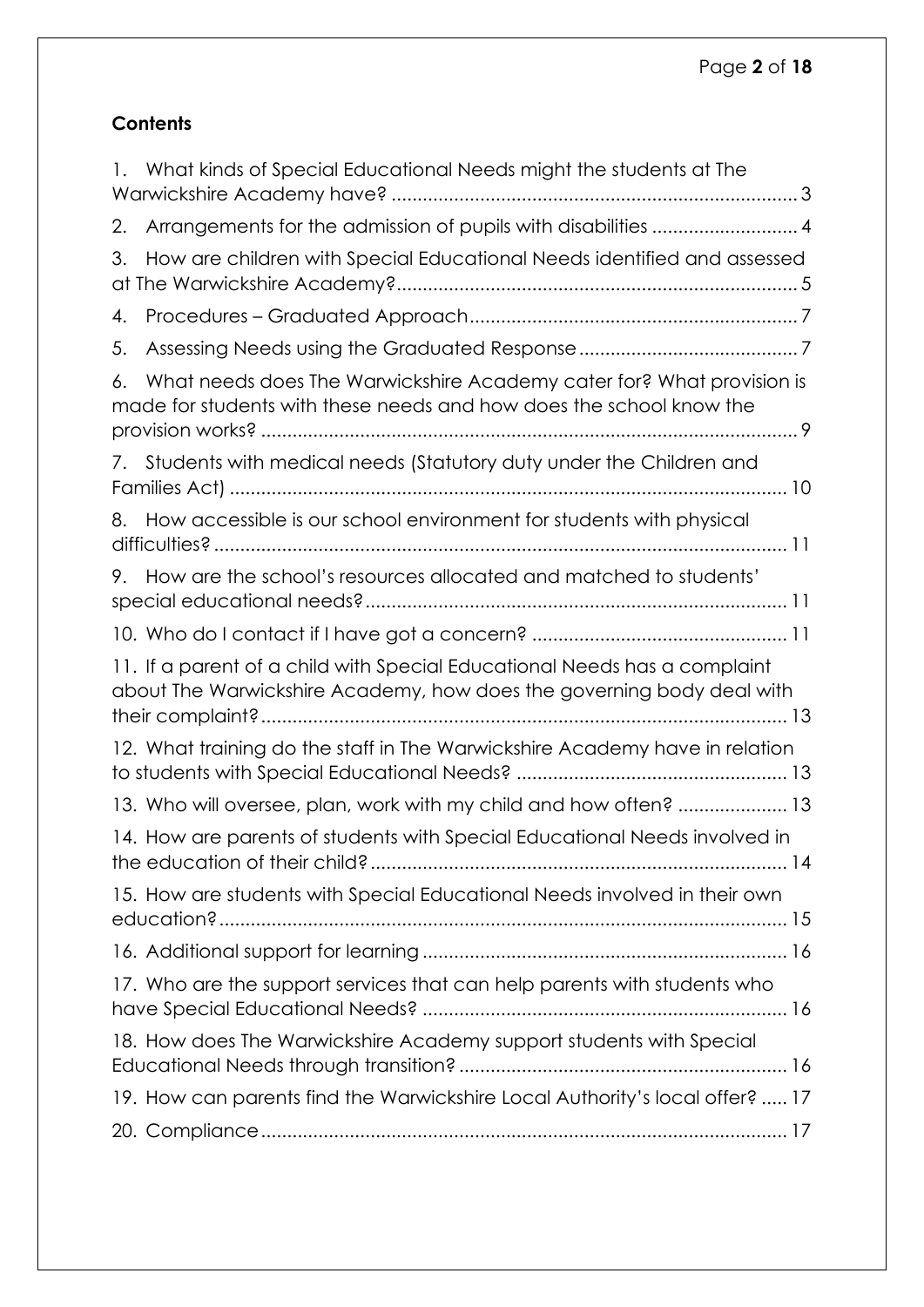**Contents**

1. What kinds of Special Educational Needs might the students at The Warwickshire Academy have? .... 3
2. Arrangements for the admission of pupils with disabilities .... 4
3. How are children with Special Educational Needs identified and assessed at The Warwickshire Academy? .... 5
4. Procedures – Graduated Approach .... 7
5. Assessing Needs using the Graduated Response .... 7
6. What needs does The Warwickshire Academy cater for? What provision is made for students with these needs and how does the school know the provision works? .... 9
7. Students with medical needs (Statutory duty under the Children and Families Act) .... 10
8. How accessible is our school environment for students with physical difficulties? .... 11
9. How are the school's resources allocated and matched to students' special educational needs? .... 11
10. Who do I contact if I have got a concern? .... 11
11. If a parent of a child with Special Educational Needs has a complaint about The Warwickshire Academy, how does the governing body deal with their complaint? .... 13
12. What training do the staff in The Warwickshire Academy have in relation to students with Special Educational Needs? .... 13
13. Who will oversee, plan, work with my child and how often? .... 13
14. How are parents of students with Special Educational Needs involved in the education of their child? .... 14
15. How are students with Special Educational Needs involved in their own education? .... 15
16. Additional support for learning .... 16
17. Who are the support services that can help parents with students who have Special Educational Needs? .... 16
18. How does The Warwickshire Academy support students with Special Educational Needs through transition? .... 16
19. How can parents find the Warwickshire Local Authority's local offer? .... 17
20. Compliance .... 17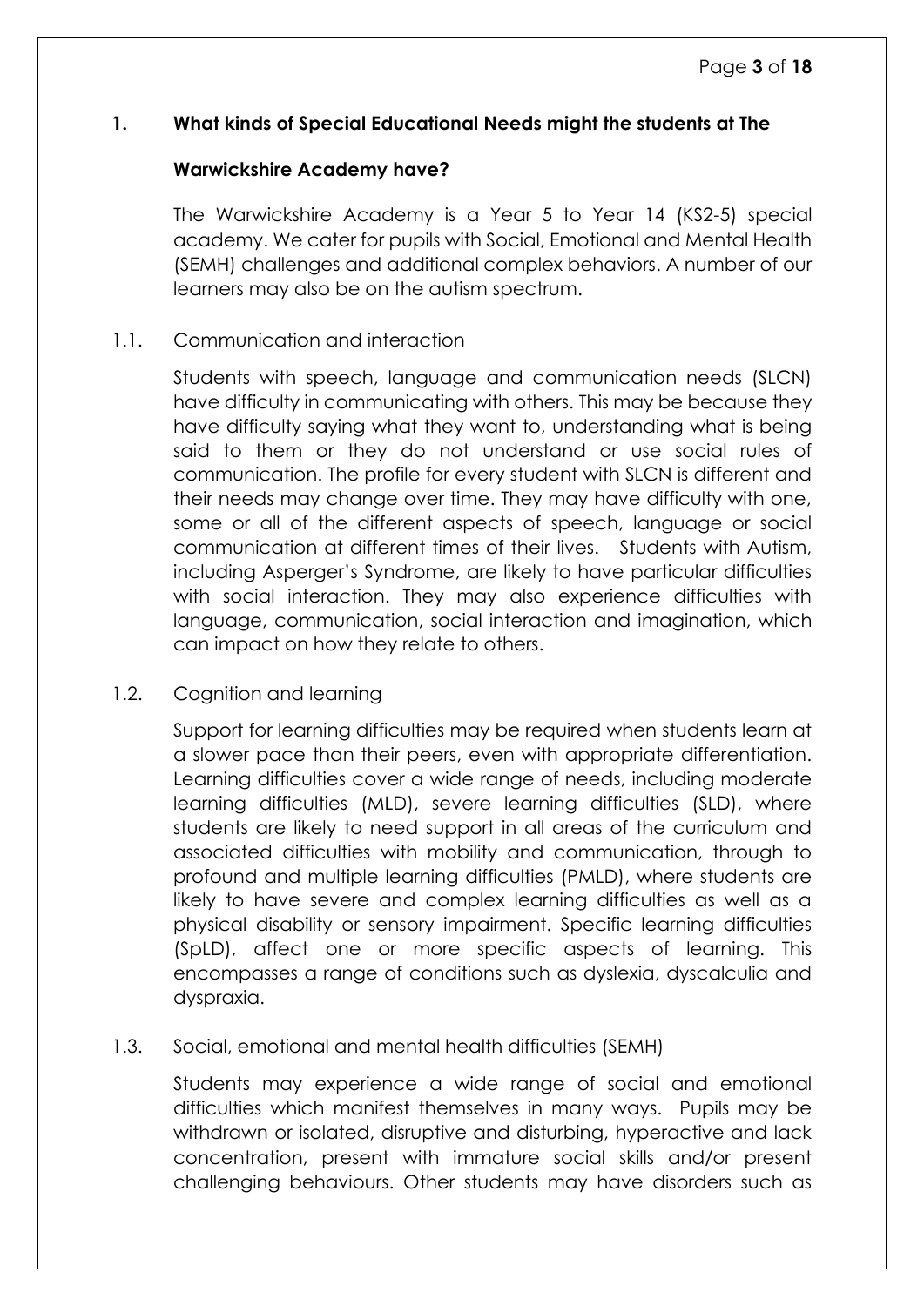## 1. What kinds of Special Educational Needs might the students at The Warwickshire Academy have?

The Warwickshire Academy is a Year 5 to Year 14 (KS2-5) special academy. We cater for pupils with Social, Emotional and Mental Health (SEMH) challenges and additional complex behaviors. A number of our learners may also be on the autism spectrum.

### 1.1. Communication and interaction

Students with speech, language and communication needs (SLCN) have difficulty in communicating with others. This may be because they have difficulty saying what they want to, understanding what is being said to them or they do not understand or use social rules of communication. The profile for every student with SLCN is different and their needs may change over time. They may have difficulty with one, some or all of the different aspects of speech, language or social communication at different times of their lives. Students with Autism, including Asperger's Syndrome, are likely to have particular difficulties with social interaction. They may also experience difficulties with language, communication, social interaction and imagination, which can impact on how they relate to others.

### 1.2. Cognition and learning

Support for learning difficulties may be required when students learn at a slower pace than their peers, even with appropriate differentiation. Learning difficulties cover a wide range of needs, including moderate learning difficulties (MLD), severe learning difficulties (SLD), where students are likely to need support in all areas of the curriculum and associated difficulties with mobility and communication, through to profound and multiple learning difficulties (PMLD), where students are likely to have severe and complex learning difficulties as well as a physical disability or sensory impairment. Specific learning difficulties (SpLD), affect one or more specific aspects of learning. This encompasses a range of conditions such as dyslexia, dyscalculia and dyspraxia.

### 1.3. Social, emotional and mental health difficulties (SEMH)

Students may experience a wide range of social and emotional difficulties which manifest themselves in many ways. Pupils may be withdrawn or isolated, disruptive and disturbing, hyperactive and lack concentration, present with immature social skills and/or present challenging behaviours. Other students may have disorders such as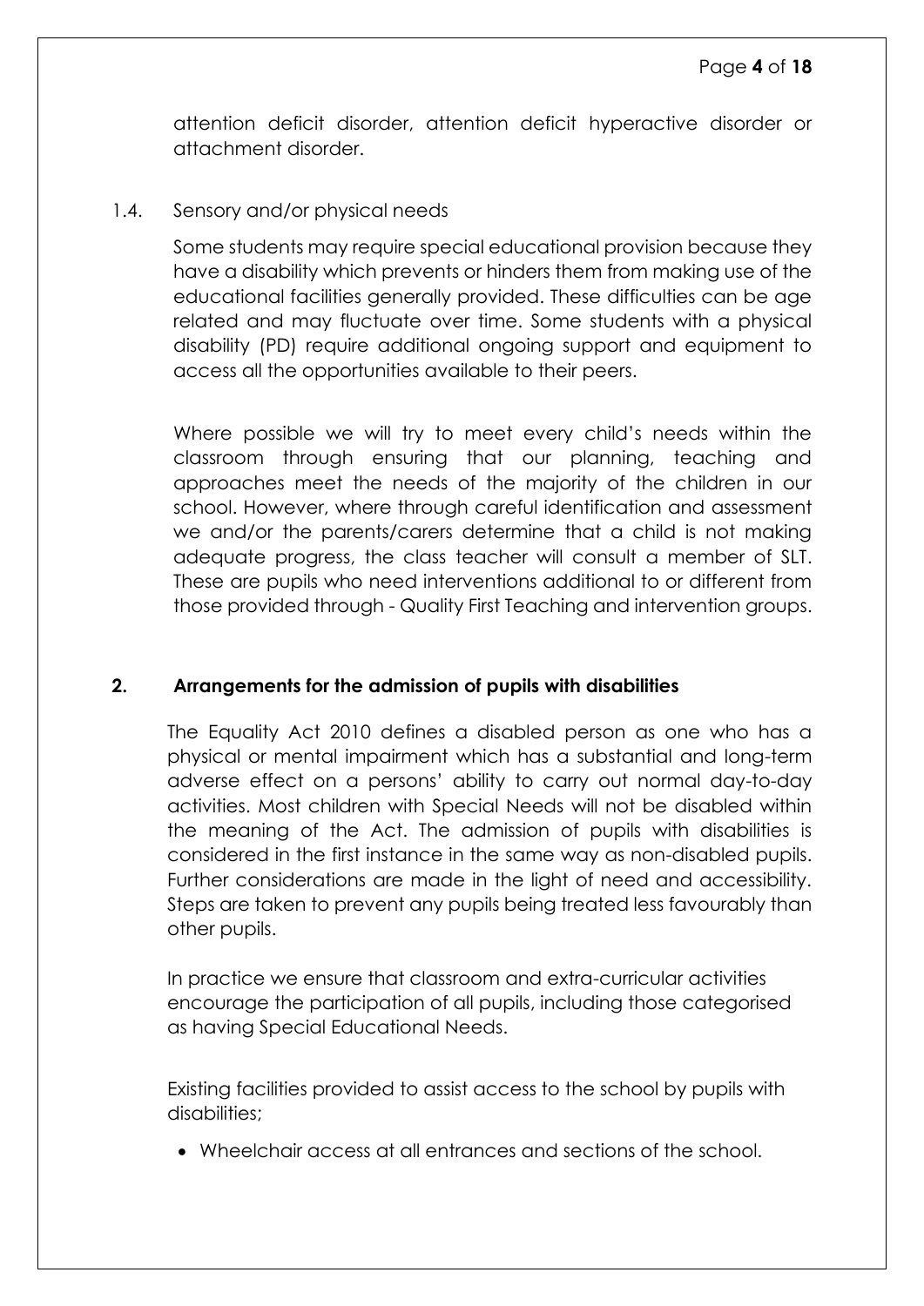attention deficit disorder, attention deficit hyperactive disorder or attachment disorder.

### 1.4. Sensory and/or physical needs

Some students may require special educational provision because they have a disability which prevents or hinders them from making use of the educational facilities generally provided. These difficulties can be age related and may fluctuate over time. Some students with a physical disability (PD) require additional ongoing support and equipment to access all the opportunities available to their peers.

Where possible we will try to meet every child's needs within the classroom through ensuring that our planning, teaching and approaches meet the needs of the majority of the children in our school. However, where through careful identification and assessment we and/or the parents/carers determine that a child is not making adequate progress, the class teacher will consult a member of SLT. These are pupils who need interventions additional to or different from those provided through - Quality First Teaching and intervention groups.

## 2. Arrangements for the admission of pupils with disabilities

The Equality Act 2010 defines a disabled person as one who has a physical or mental impairment which has a substantial and long-term adverse effect on a persons' ability to carry out normal day-to-day activities. Most children with Special Needs will not be disabled within the meaning of the Act. The admission of pupils with disabilities is considered in the first instance in the same way as non-disabled pupils. Further considerations are made in the light of need and accessibility. Steps are taken to prevent any pupils being treated less favourably than other pupils.

In practice we ensure that classroom and extra-curricular activities encourage the participation of all pupils, including those categorised as having Special Educational Needs.

Existing facilities provided to assist access to the school by pupils with disabilities;

- Wheelchair access at all entrances and sections of the school.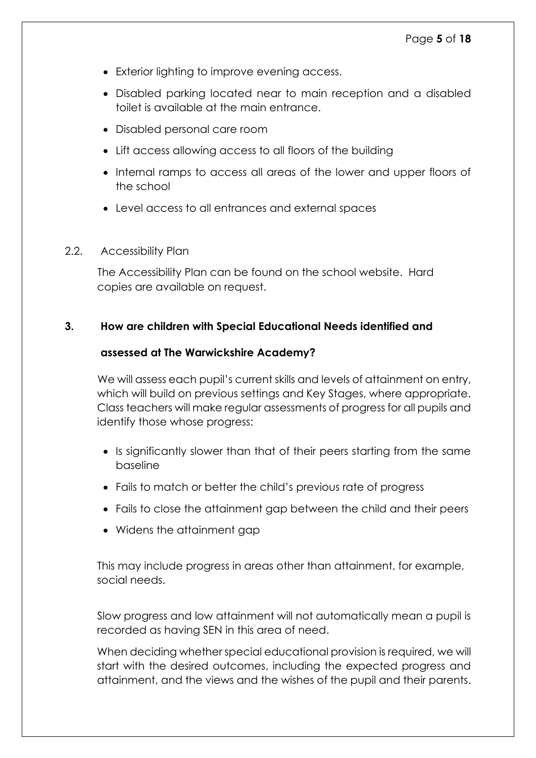- Exterior lighting to improve evening access.
- Disabled parking located near to main reception and a disabled toilet is available at the main entrance.
- Disabled personal care room
- Lift access allowing access to all floors of the building
- Internal ramps to access all areas of the lower and upper floors of the school
- Level access to all entrances and external spaces

### 2.2. Accessibility Plan

The Accessibility Plan can be found on the school website. Hard copies are available on request.

## 3. How are children with Special Educational Needs identified and assessed at The Warwickshire Academy?

We will assess each pupil's current skills and levels of attainment on entry, which will build on previous settings and Key Stages, where appropriate. Class teachers will make regular assessments of progress for all pupils and identify those whose progress:

- Is significantly slower than that of their peers starting from the same baseline
- Fails to match or better the child's previous rate of progress
- Fails to close the attainment gap between the child and their peers
- Widens the attainment gap

This may include progress in areas other than attainment, for example, social needs.

Slow progress and low attainment will not automatically mean a pupil is recorded as having SEN in this area of need.

When deciding whether special educational provision is required, we will start with the desired outcomes, including the expected progress and attainment, and the views and the wishes of the pupil and their parents.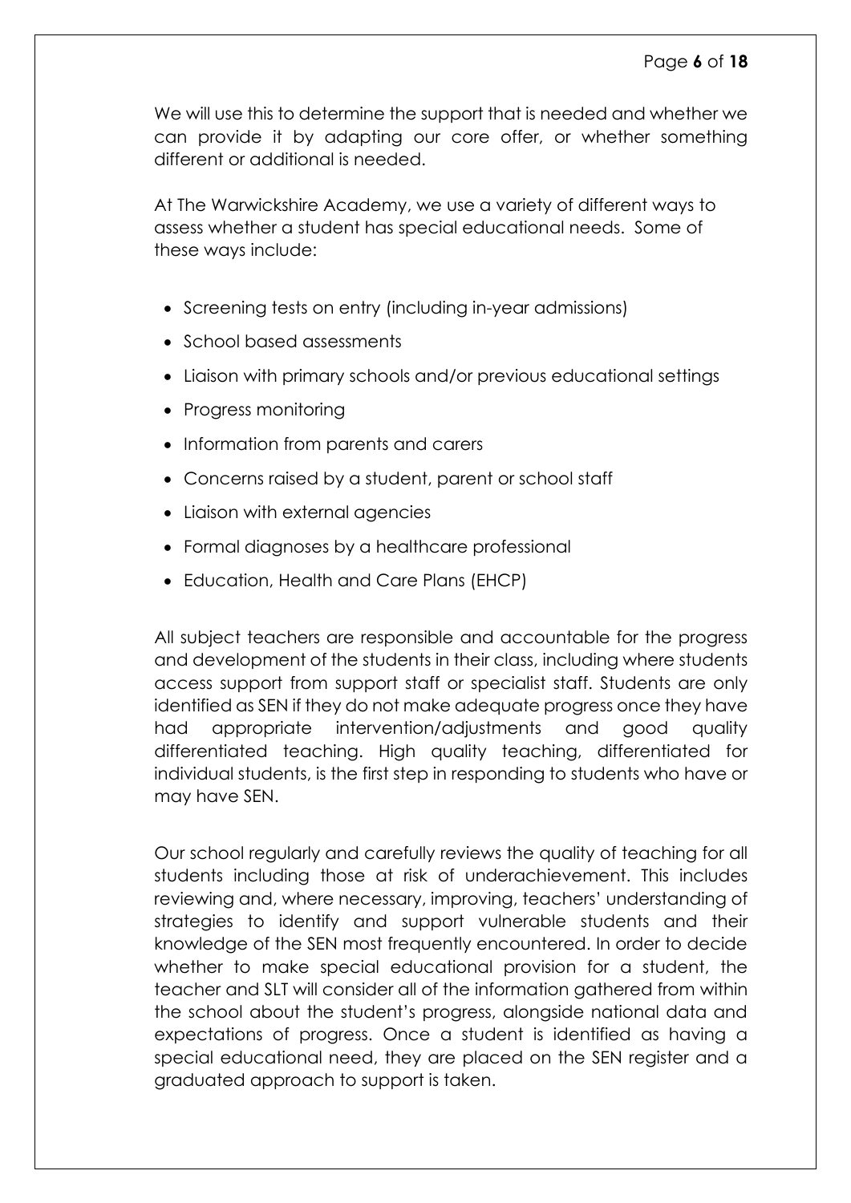We will use this to determine the support that is needed and whether we can provide it by adapting our core offer, or whether something different or additional is needed.

At The Warwickshire Academy, we use a variety of different ways to assess whether a student has special educational needs. Some of these ways include:

- Screening tests on entry (including in-year admissions)
- School based assessments
- Liaison with primary schools and/or previous educational settings
- Progress monitoring
- Information from parents and carers
- Concerns raised by a student, parent or school staff
- Liaison with external agencies
- Formal diagnoses by a healthcare professional
- Education, Health and Care Plans (EHCP)

All subject teachers are responsible and accountable for the progress and development of the students in their class, including where students access support from support staff or specialist staff. Students are only identified as SEN if they do not make adequate progress once they have had appropriate intervention/adjustments and good quality differentiated teaching. High quality teaching, differentiated for individual students, is the first step in responding to students who have or may have SEN.

Our school regularly and carefully reviews the quality of teaching for all students including those at risk of underachievement. This includes reviewing and, where necessary, improving, teachers' understanding of strategies to identify and support vulnerable students and their knowledge of the SEN most frequently encountered. In order to decide whether to make special educational provision for a student, the teacher and SLT will consider all of the information gathered from within the school about the student's progress, alongside national data and expectations of progress. Once a student is identified as having a special educational need, they are placed on the SEN register and a graduated approach to support is taken.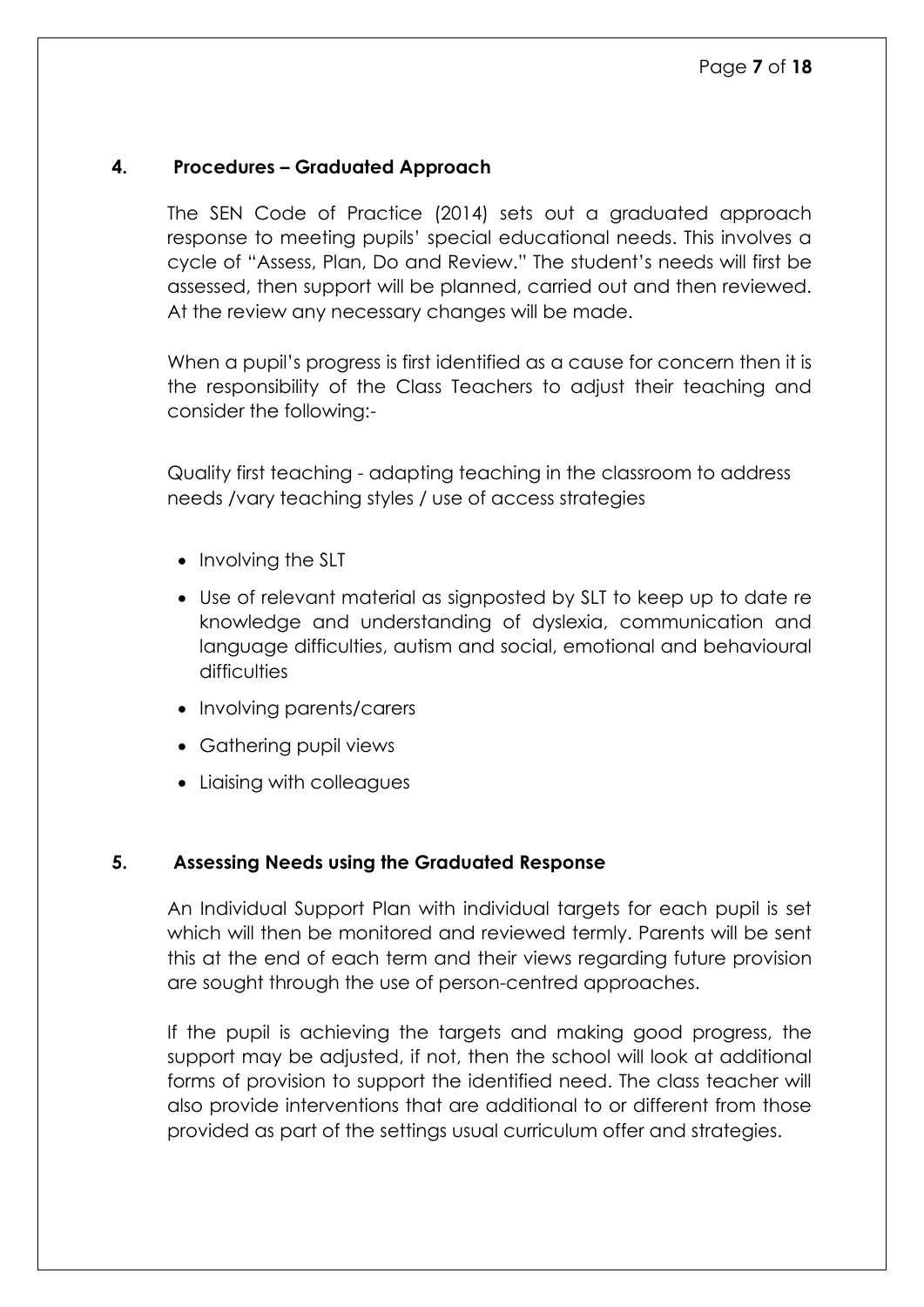## 4. Procedures – Graduated Approach

The SEN Code of Practice (2014) sets out a graduated approach response to meeting pupils' special educational needs. This involves a cycle of "Assess, Plan, Do and Review." The student's needs will first be assessed, then support will be planned, carried out and then reviewed. At the review any necessary changes will be made.

When a pupil's progress is first identified as a cause for concern then it is the responsibility of the Class Teachers to adjust their teaching and consider the following:-

Quality first teaching - adapting teaching in the classroom to address needs /vary teaching styles / use of access strategies

- Involving the SLT
- Use of relevant material as signposted by SLT to keep up to date re knowledge and understanding of dyslexia, communication and language difficulties, autism and social, emotional and behavioural difficulties
- Involving parents/carers
- Gathering pupil views
- Liaising with colleagues

## 5. Assessing Needs using the Graduated Response

An Individual Support Plan with individual targets for each pupil is set which will then be monitored and reviewed termly. Parents will be sent this at the end of each term and their views regarding future provision are sought through the use of person-centred approaches.

If the pupil is achieving the targets and making good progress, the support may be adjusted, if not, then the school will look at additional forms of provision to support the identified need. The class teacher will also provide interventions that are additional to or different from those provided as part of the settings usual curriculum offer and strategies.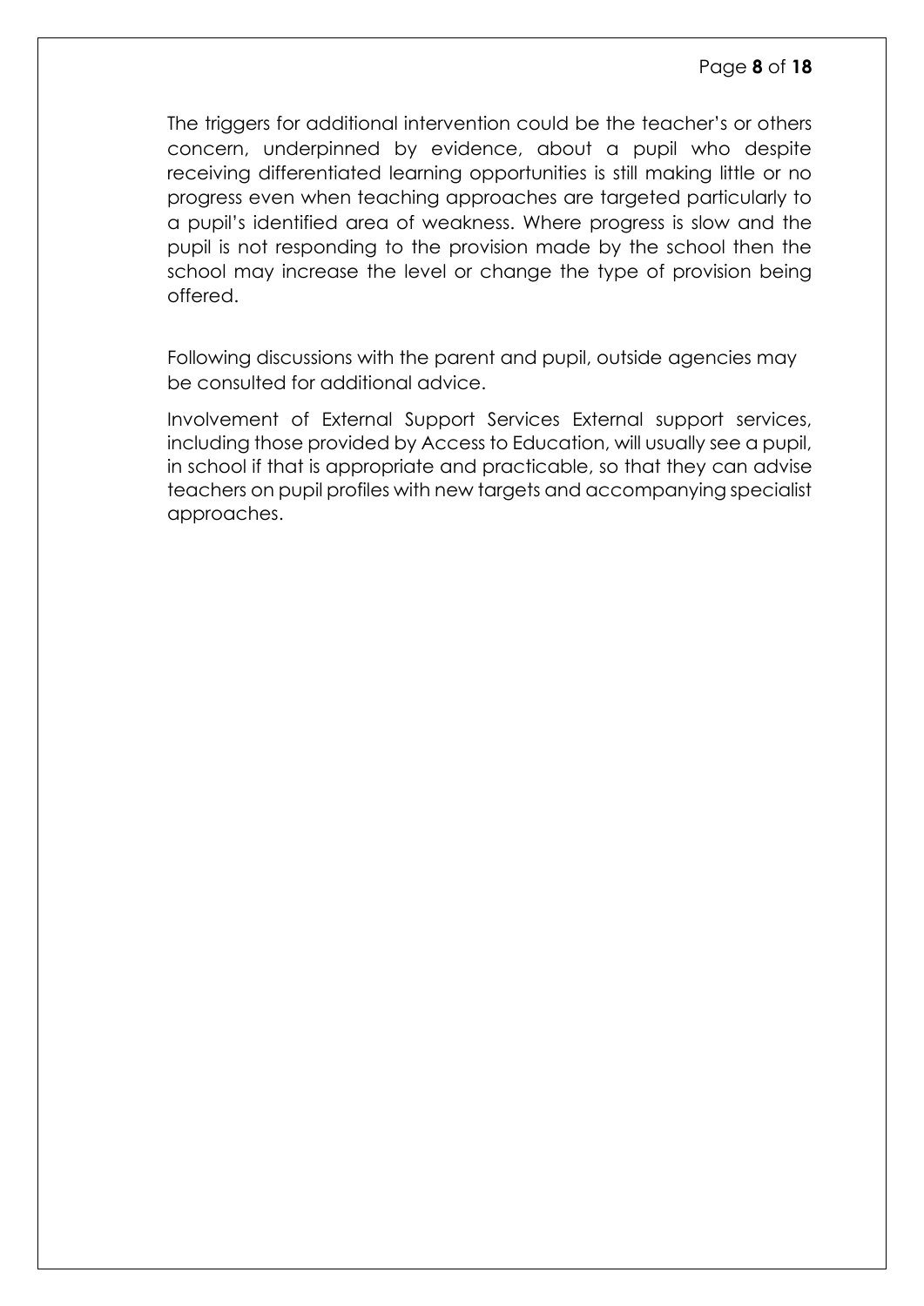The triggers for additional intervention could be the teacher's or others concern, underpinned by evidence, about a pupil who despite receiving differentiated learning opportunities is still making little or no progress even when teaching approaches are targeted particularly to a pupil's identified area of weakness. Where progress is slow and the pupil is not responding to the provision made by the school then the school may increase the level or change the type of provision being offered.

Following discussions with the parent and pupil, outside agencies may be consulted for additional advice.

Involvement of External Support Services External support services, including those provided by Access to Education, will usually see a pupil, in school if that is appropriate and practicable, so that they can advise teachers on pupil profiles with new targets and accompanying specialist approaches.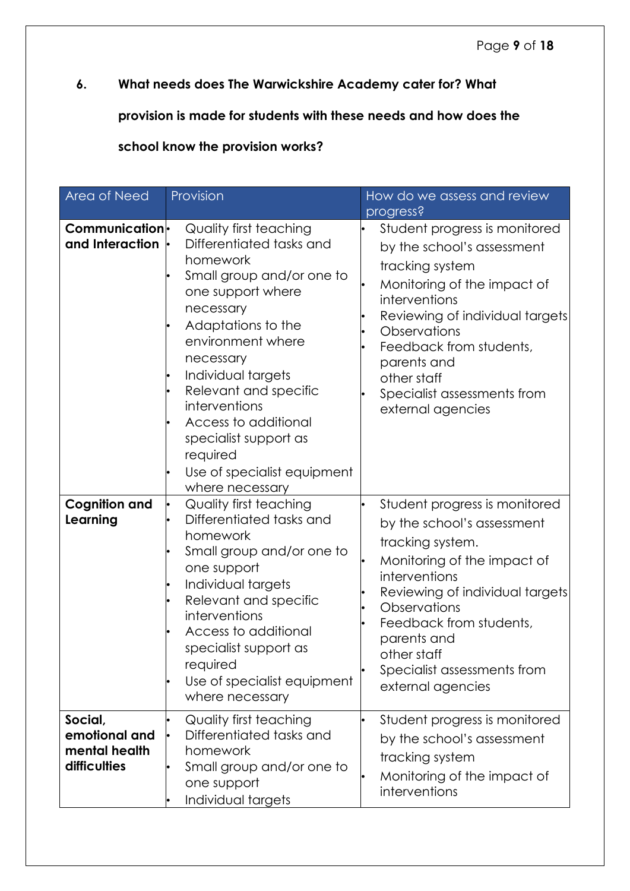6. **What needs does The Warwickshire Academy cater for? What provision is made for students with these needs and how does the school know the provision works?**

| Area of Need | Provision | How do we assess and review progress? |
|---|---|---|
| **Communication and Interaction** | • Quality first teaching<br>• Differentiated tasks and homework<br>• Small group and/or one to one support where necessary<br>• Adaptations to the environment where necessary<br>• Individual targets<br>• Relevant and specific interventions<br>• Access to additional specialist support as required<br>• Use of specialist equipment where necessary | • Student progress is monitored by the school's assessment tracking system<br>• Monitoring of the impact of interventions<br>• Reviewing of individual targets<br>• Observations<br>• Feedback from students, parents and other staff<br>• Specialist assessments from external agencies |
| **Cognition and Learning** | • Quality first teaching<br>• Differentiated tasks and homework<br>• Small group and/or one to one support<br>• Individual targets<br>• Relevant and specific interventions<br>• Access to additional specialist support as required<br>• Use of specialist equipment where necessary | • Student progress is monitored by the school's assessment tracking system.<br>• Monitoring of the impact of interventions<br>• Reviewing of individual targets<br>• Observations<br>• Feedback from students, parents and other staff<br>• Specialist assessments from external agencies |
| **Social, emotional and mental health difficulties** | • Quality first teaching<br>• Differentiated tasks and homework<br>• Small group and/or one to one support<br>• Individual targets | • Student progress is monitored by the school's assessment tracking system<br>• Monitoring of the impact of interventions |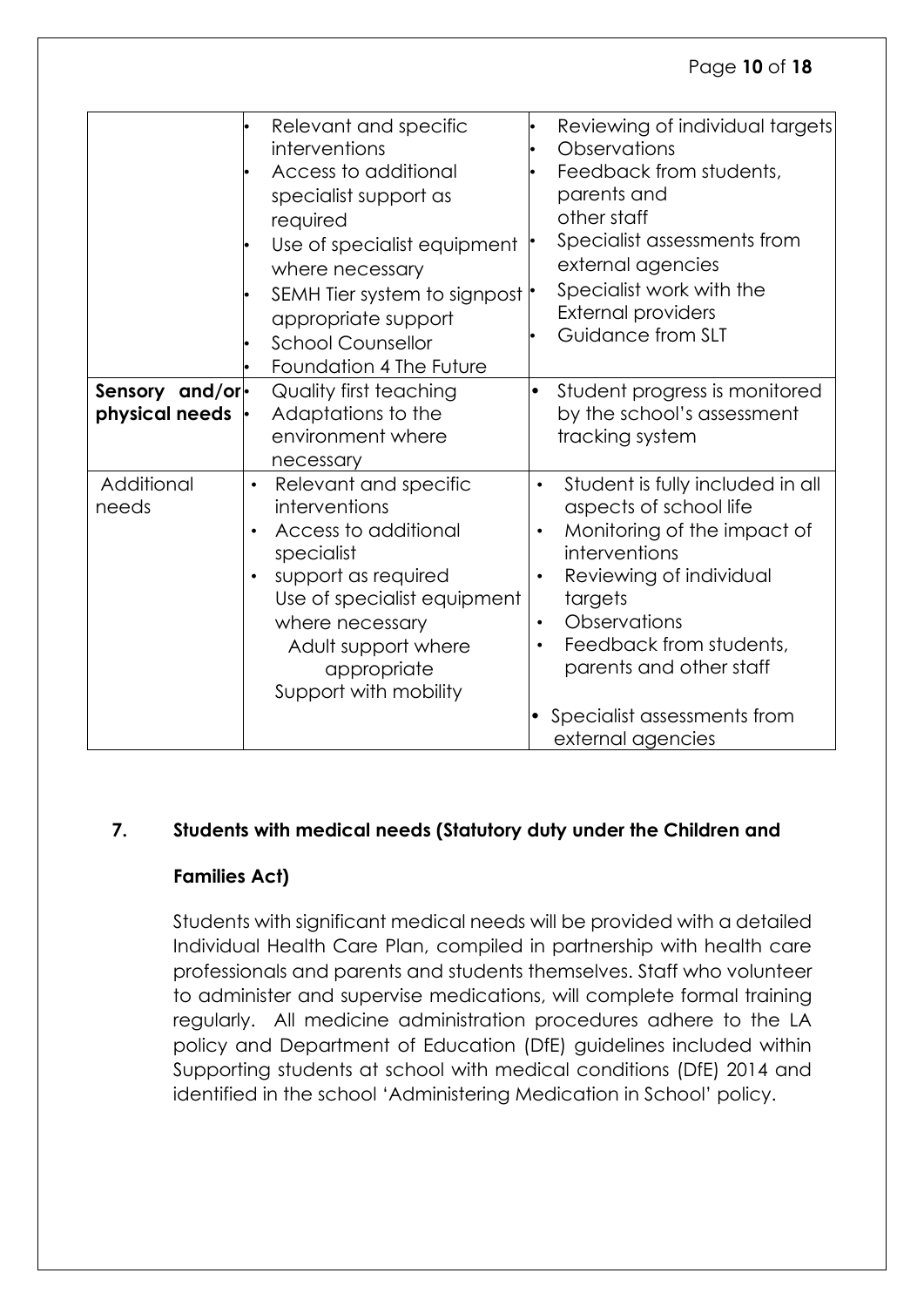| | | |
|---|---|---|
| | • Relevant and specific interventions<br>• Access to additional specialist support as required<br>• Use of specialist equipment where necessary<br>• SEMH Tier system to signpost appropriate support<br>• School Counsellor<br>• Foundation 4 The Future | • Reviewing of individual targets<br>• Observations<br>• Feedback from students, parents and other staff<br>• Specialist assessments from external agencies<br>• Specialist work with the External providers<br>• Guidance from SLT |
| **Sensory and/or physical needs** | • Quality first teaching<br>• Adaptations to the environment where necessary | • Student progress is monitored by the school's assessment tracking system |
| Additional needs | • Relevant and specific interventions<br>• Access to additional specialist<br>• support as required<br>Use of specialist equipment where necessary<br>Adult support where appropriate<br>Support with mobility | • Student is fully included in all aspects of school life<br>• Monitoring of the impact of interventions<br>• Reviewing of individual targets<br>• Observations<br>• Feedback from students, parents and other staff<br>• Specialist assessments from external agencies |

## 7. Students with medical needs (Statutory duty under the Children and Families Act)

Students with significant medical needs will be provided with a detailed Individual Health Care Plan, compiled in partnership with health care professionals and parents and students themselves. Staff who volunteer to administer and supervise medications, will complete formal training regularly. All medicine administration procedures adhere to the LA policy and Department of Education (DfE) guidelines included within Supporting students at school with medical conditions (DfE) 2014 and identified in the school 'Administering Medication in School' policy.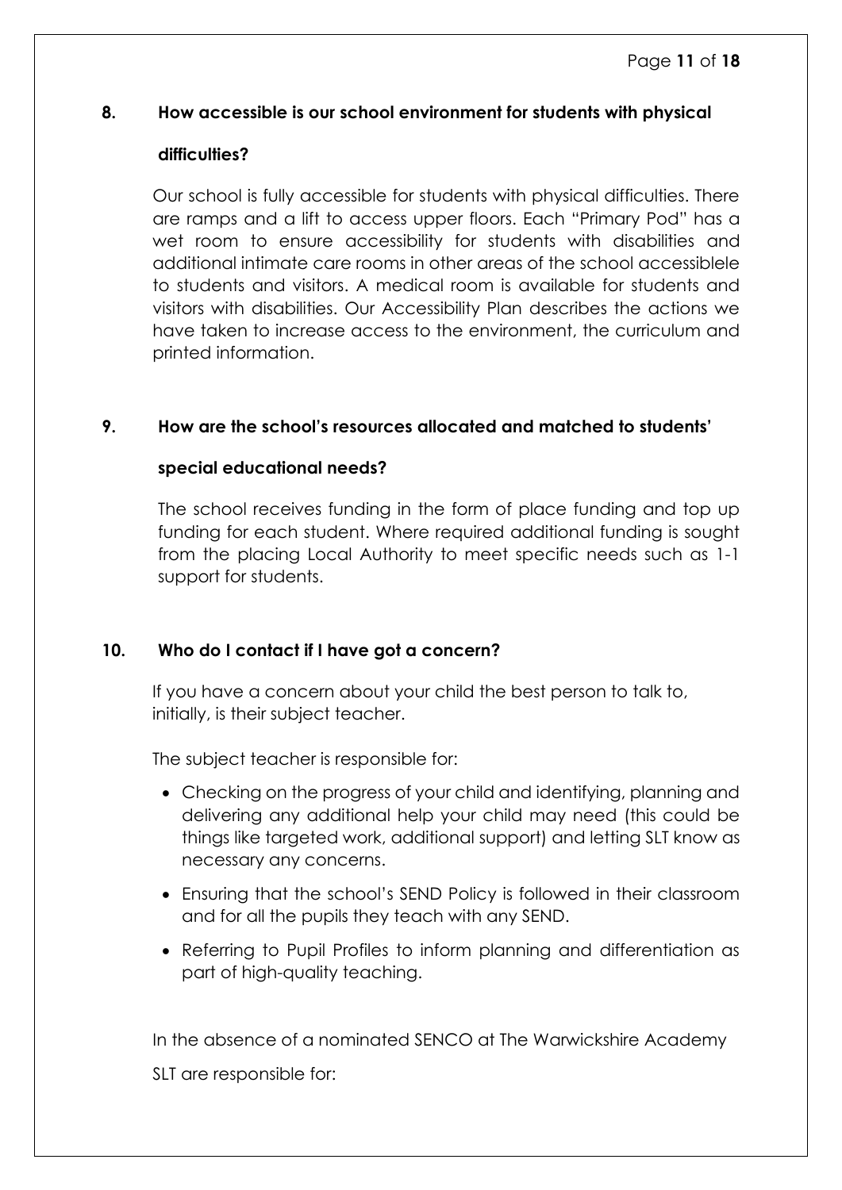## 8. How accessible is our school environment for students with physical difficulties?

Our school is fully accessible for students with physical difficulties. There are ramps and a lift to access upper floors. Each "Primary Pod" has a wet room to ensure accessibility for students with disabilities and additional intimate care rooms in other areas of the school accessiblele to students and visitors. A medical room is available for students and visitors with disabilities. Our Accessibility Plan describes the actions we have taken to increase access to the environment, the curriculum and printed information.

## 9. How are the school's resources allocated and matched to students' special educational needs?

The school receives funding in the form of place funding and top up funding for each student. Where required additional funding is sought from the placing Local Authority to meet specific needs such as 1-1 support for students.

## 10. Who do I contact if I have got a concern?

If you have a concern about your child the best person to talk to, initially, is their subject teacher.

The subject teacher is responsible for:

- Checking on the progress of your child and identifying, planning and delivering any additional help your child may need (this could be things like targeted work, additional support) and letting SLT know as necessary any concerns.
- Ensuring that the school's SEND Policy is followed in their classroom and for all the pupils they teach with any SEND.
- Referring to Pupil Profiles to inform planning and differentiation as part of high-quality teaching.

In the absence of a nominated SENCO at The Warwickshire Academy

SLT are responsible for: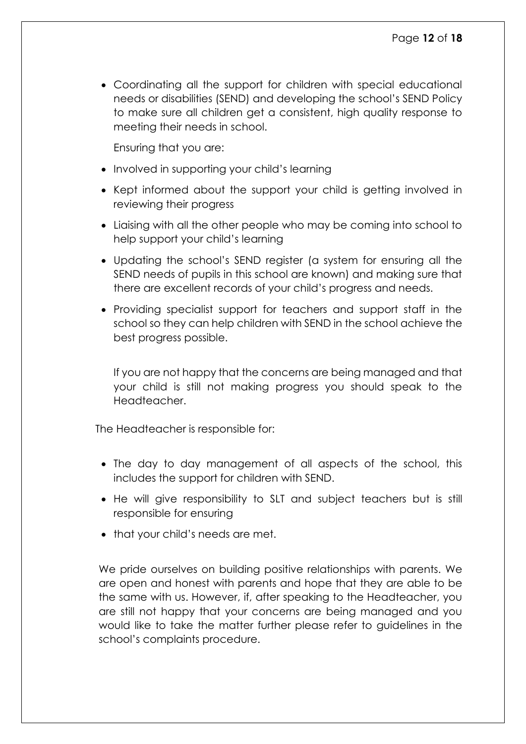- Coordinating all the support for children with special educational needs or disabilities (SEND) and developing the school's SEND Policy to make sure all children get a consistent, high quality response to meeting their needs in school.

  Ensuring that you are:

- Involved in supporting your child's learning
- Kept informed about the support your child is getting involved in reviewing their progress
- Liaising with all the other people who may be coming into school to help support your child's learning
- Updating the school's SEND register (a system for ensuring all the SEND needs of pupils in this school are known) and making sure that there are excellent records of your child's progress and needs.
- Providing specialist support for teachers and support staff in the school so they can help children with SEND in the school achieve the best progress possible.

  If you are not happy that the concerns are being managed and that your child is still not making progress you should speak to the Headteacher.

The Headteacher is responsible for:

- The day to day management of all aspects of the school, this includes the support for children with SEND.
- He will give responsibility to SLT and subject teachers but is still responsible for ensuring
- that your child's needs are met.

We pride ourselves on building positive relationships with parents. We are open and honest with parents and hope that they are able to be the same with us. However, if, after speaking to the Headteacher, you are still not happy that your concerns are being managed and you would like to take the matter further please refer to guidelines in the school's complaints procedure.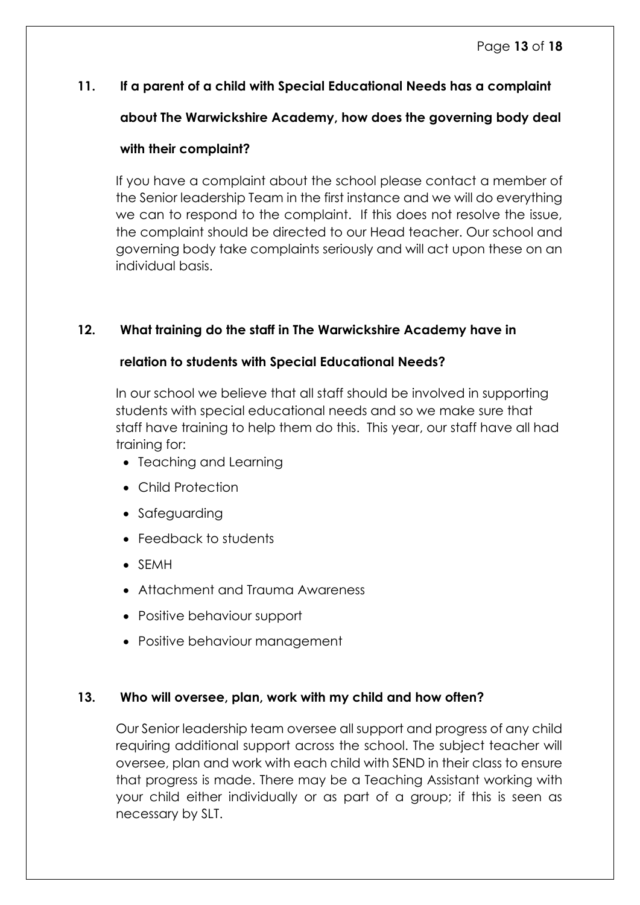### 11. If a parent of a child with Special Educational Needs has a complaint about The Warwickshire Academy, how does the governing body deal with their complaint?

If you have a complaint about the school please contact a member of the Senior leadership Team in the first instance and we will do everything we can to respond to the complaint. If this does not resolve the issue, the complaint should be directed to our Head teacher. Our school and governing body take complaints seriously and will act upon these on an individual basis.

### 12. What training do the staff in The Warwickshire Academy have in relation to students with Special Educational Needs?

In our school we believe that all staff should be involved in supporting students with special educational needs and so we make sure that staff have training to help them do this. This year, our staff have all had training for:

- Teaching and Learning
- Child Protection
- Safeguarding
- Feedback to students
- SEMH
- Attachment and Trauma Awareness
- Positive behaviour support
- Positive behaviour management

### 13. Who will oversee, plan, work with my child and how often?

Our Senior leadership team oversee all support and progress of any child requiring additional support across the school. The subject teacher will oversee, plan and work with each child with SEND in their class to ensure that progress is made. There may be a Teaching Assistant working with your child either individually or as part of a group; if this is seen as necessary by SLT.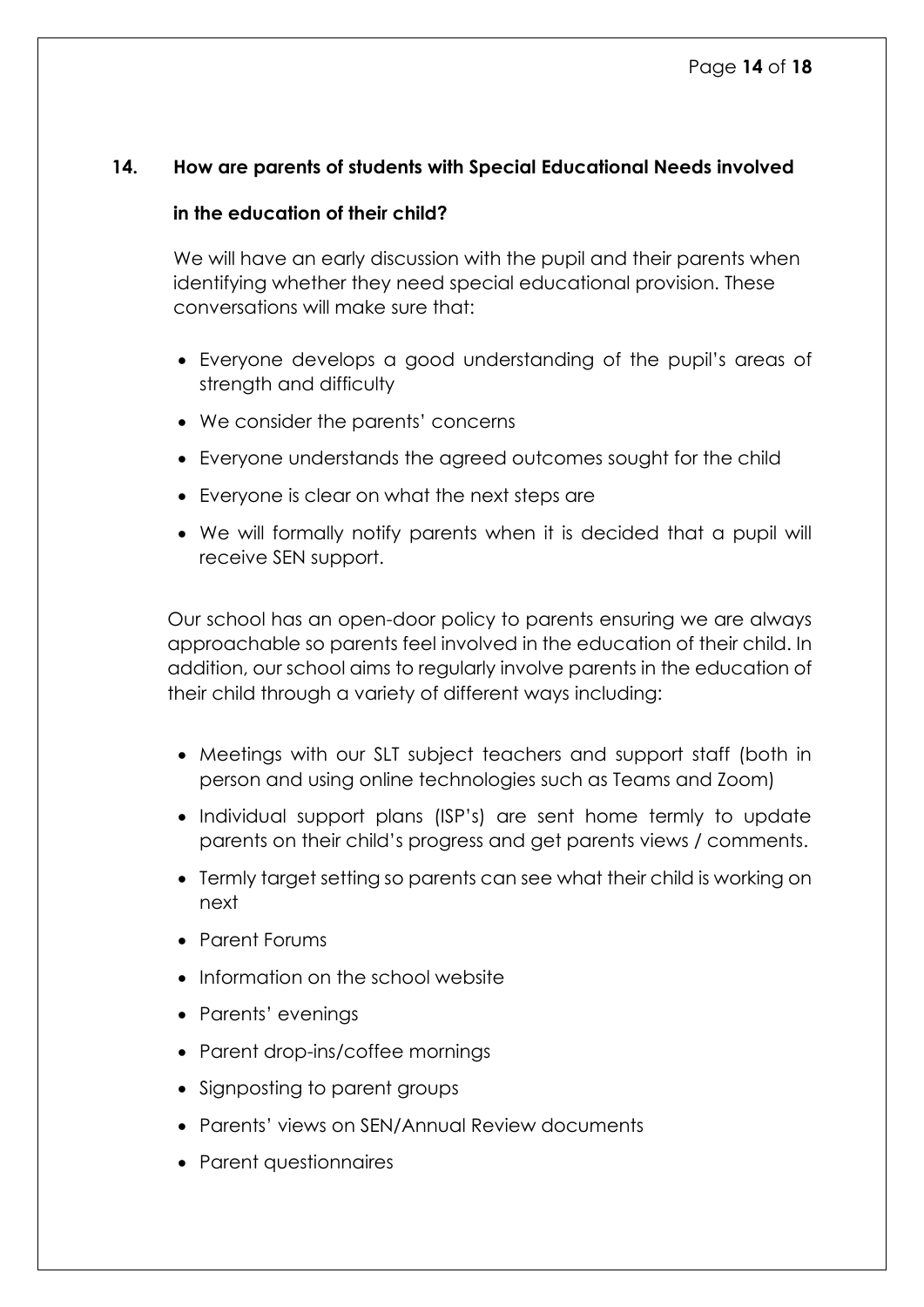## 14. How are parents of students with Special Educational Needs involved in the education of their child?

We will have an early discussion with the pupil and their parents when identifying whether they need special educational provision. These conversations will make sure that:

- Everyone develops a good understanding of the pupil's areas of strength and difficulty
- We consider the parents' concerns
- Everyone understands the agreed outcomes sought for the child
- Everyone is clear on what the next steps are
- We will formally notify parents when it is decided that a pupil will receive SEN support.

Our school has an open-door policy to parents ensuring we are always approachable so parents feel involved in the education of their child. In addition, our school aims to regularly involve parents in the education of their child through a variety of different ways including:

- Meetings with our SLT subject teachers and support staff (both in person and using online technologies such as Teams and Zoom)
- Individual support plans (ISP's) are sent home termly to update parents on their child's progress and get parents views / comments.
- Termly target setting so parents can see what their child is working on next
- Parent Forums
- Information on the school website
- Parents' evenings
- Parent drop-ins/coffee mornings
- Signposting to parent groups
- Parents' views on SEN/Annual Review documents
- Parent questionnaires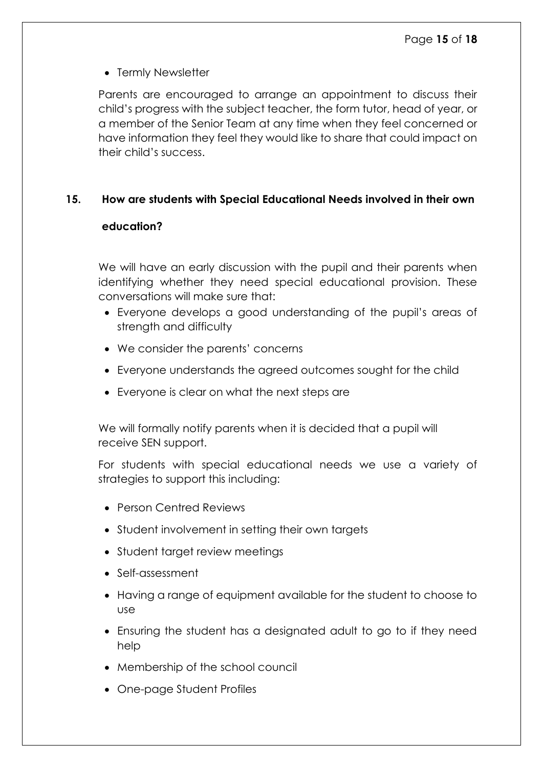- Termly Newsletter

Parents are encouraged to arrange an appointment to discuss their child's progress with the subject teacher, the form tutor, head of year, or a member of the Senior Team at any time when they feel concerned or have information they feel they would like to share that could impact on their child's success.

## 15. How are students with Special Educational Needs involved in their own education?

We will have an early discussion with the pupil and their parents when identifying whether they need special educational provision. These conversations will make sure that:

- Everyone develops a good understanding of the pupil's areas of strength and difficulty
- We consider the parents' concerns
- Everyone understands the agreed outcomes sought for the child
- Everyone is clear on what the next steps are

We will formally notify parents when it is decided that a pupil will receive SEN support.

For students with special educational needs we use a variety of strategies to support this including:

- Person Centred Reviews
- Student involvement in setting their own targets
- Student target review meetings
- Self-assessment
- Having a range of equipment available for the student to choose to use
- Ensuring the student has a designated adult to go to if they need help
- Membership of the school council
- One-page Student Profiles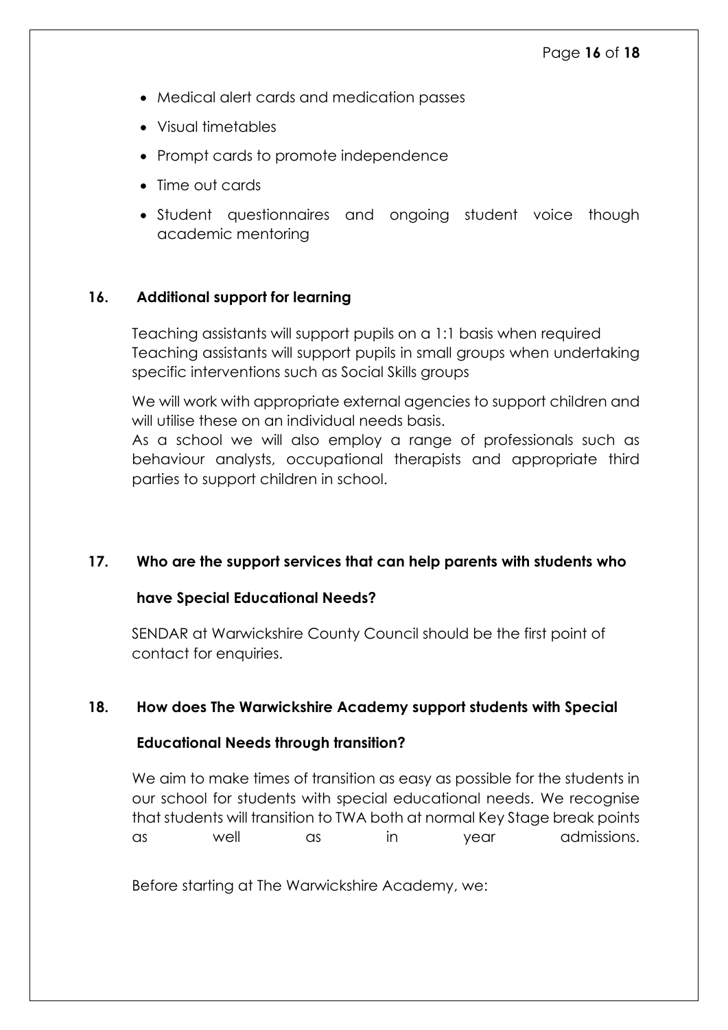- Medical alert cards and medication passes
- Visual timetables
- Prompt cards to promote independence
- Time out cards
- Student questionnaires and ongoing student voice though academic mentoring

## 16. Additional support for learning

Teaching assistants will support pupils on a 1:1 basis when required
Teaching assistants will support pupils in small groups when undertaking specific interventions such as Social Skills groups

We will work with appropriate external agencies to support children and will utilise these on an individual needs basis.
As a school we will also employ a range of professionals such as behaviour analysts, occupational therapists and appropriate third parties to support children in school.

## 17. Who are the support services that can help parents with students who have Special Educational Needs?

SENDAR at Warwickshire County Council should be the first point of contact for enquiries.

## 18. How does The Warwickshire Academy support students with Special Educational Needs through transition?

We aim to make times of transition as easy as possible for the students in our school for students with special educational needs. We recognise that students will transition to TWA both at normal Key Stage break points as well as in year admissions.

Before starting at The Warwickshire Academy, we: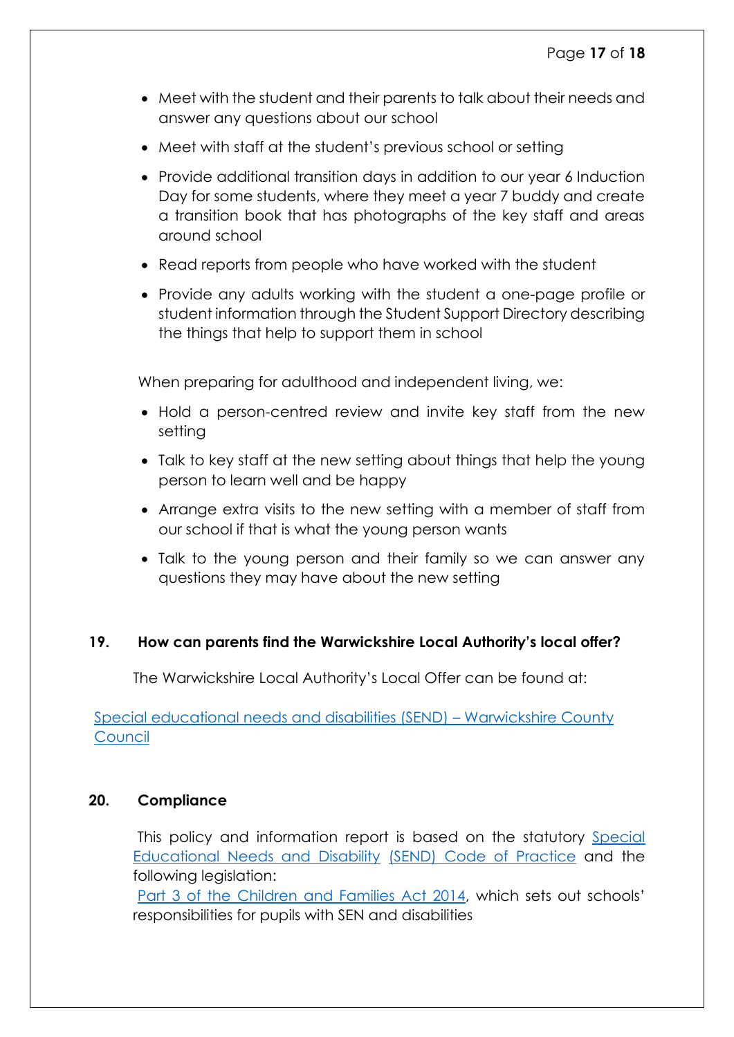- Meet with the student and their parents to talk about their needs and answer any questions about our school
- Meet with staff at the student's previous school or setting
- Provide additional transition days in addition to our year 6 Induction Day for some students, where they meet a year 7 buddy and create a transition book that has photographs of the key staff and areas around school
- Read reports from people who have worked with the student
- Provide any adults working with the student a one-page profile or student information through the Student Support Directory describing the things that help to support them in school

When preparing for adulthood and independent living, we:

- Hold a person-centred review and invite key staff from the new setting
- Talk to key staff at the new setting about things that help the young person to learn well and be happy
- Arrange extra visits to the new setting with a member of staff from our school if that is what the young person wants
- Talk to the young person and their family so we can answer any questions they may have about the new setting

## 19. How can parents find the Warwickshire Local Authority's local offer?

The Warwickshire Local Authority's Local Offer can be found at:

Special educational needs and disabilities (SEND) – Warwickshire County Council

## 20. Compliance

This policy and information report is based on the statutory Special Educational Needs and Disability (SEND) Code of Practice and the following legislation:
Part 3 of the Children and Families Act 2014, which sets out schools' responsibilities for pupils with SEN and disabilities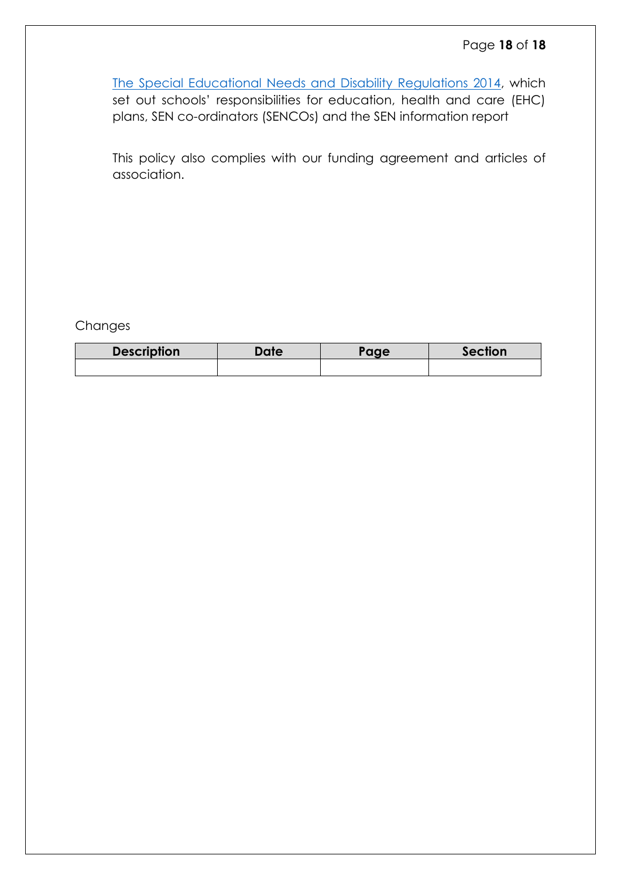[The Special Educational Needs and Disability Regulations 2014](), which set out schools' responsibilities for education, health and care (EHC) plans, SEN co-ordinators (SENCOs) and the SEN information report

This policy also complies with our funding agreement and articles of association.

Changes

| Description | Date | Page | Section |
| --- | --- | --- | --- |
| | | | |